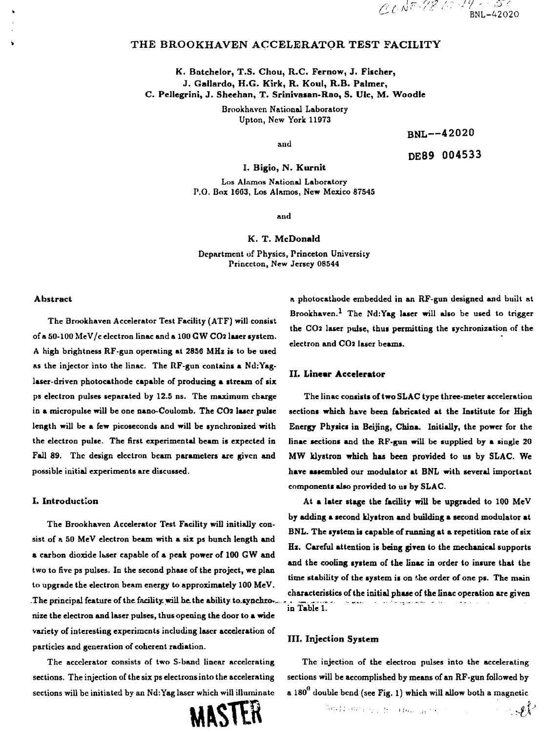CONF-881049--52

BNL-42020

# THE BROOKHAVEN ACCELERATOR TEST FACILITY

K. Batchelor, T.S. Chou, R.C. Fernow, J. Fischer, J. Gallardo, H.G. Kirk, R. Koul, R.B. Palmer, C. Pellegrini, J. Sheehan, T. Srinivasan-Rao, S. Ulc, M. Woodle

Brookhaven National Laboratory
Upton, New York 11973

BNL--42020

and

DE89 004533

I. Bigio, N. Kurnit

Los Alamos National Laboratory
P.O. Box 1663, Los Alamos, New Mexico 87545

and

K. T. McDonald

Department of Physics, Princeton University
Princeton, New Jersey 08544

### Abstract

The Brookhaven Accelerator Test Facility (ATF) will consist of a 50-100 MeV/c electron linac and a 100 GW $CO_2$ laser system. A high brightness RF-gun operating at 2856 MHz is to be used as the injector into the linac. The RF-gun contains a Nd:Yag-laser-driven photocathode capable of producing a stream of six ps electron pulses separated by 12.5 ns. The maximum charge in a micropulse will be one nano-Coulomb. The $CO_2$ laser pulse length will be a few picoseconds and will be synchronized with the electron pulse. The first experimental beam is expected in Fall 89. The design electron beam parameters are given and possible initial experiments are discussed.

## I. Introduction

The Brookhaven Accelerator Test Facility will initially consist of a 50 MeV electron beam with a six ps bunch length and a carbon dioxide laser capable of a peak power of 100 GW and two to five ps pulses. In the second phase of the project, we plan to upgrade the electron beam energy to approximately 100 MeV. The principal feature of the facility will be the ability to synchronize the electron and laser pulses, thus opening the door to a wide variety of interesting experiments including laser acceleration of particles and generation of coherent radiation.

The accelerator consists of two S-band linear accelerating sections. The injection of the six ps electrons into the accelerating sections will be initiated by an Nd:Yag laser which will illuminate a photocathode embedded in an RF-gun designed and built at Brookhaven.[1] The Nd:Yag laser will also be used to trigger the $CO_2$ laser pulse, thus permitting the sychronization of the electron and $CO_2$ laser beams.

## II. Linear Accelerator

The linac consists of two SLAC type three-meter acceleration sections which have been fabricated at the Institute for High Energy Physics in Beijing, China. Initially, the power for the linac sections and the RF-gun will be supplied by a single 20 MW klystron which has been provided to us by SLAC. We have assembled our modulator at BNL with several important components also provided to us by SLAC.

At a later stage the facility will be upgraded to 100 MeV by adding a second klystron and building a second modulator at BNL. The system is capable of running at a repetition rate of six Hz. Careful attention is being given to the mechanical supports and the cooling system of the linac in order to insure that the time stability of the system is on the order of one ps. The main characteristics of the initial phase of the linac operation are given in Table 1.

## III. Injection System

The injection of the electron pulses into the accelerating sections will be accomplished by means of an RF-gun followed by a 180° double bend (see Fig. 1) which will allow both a magnetic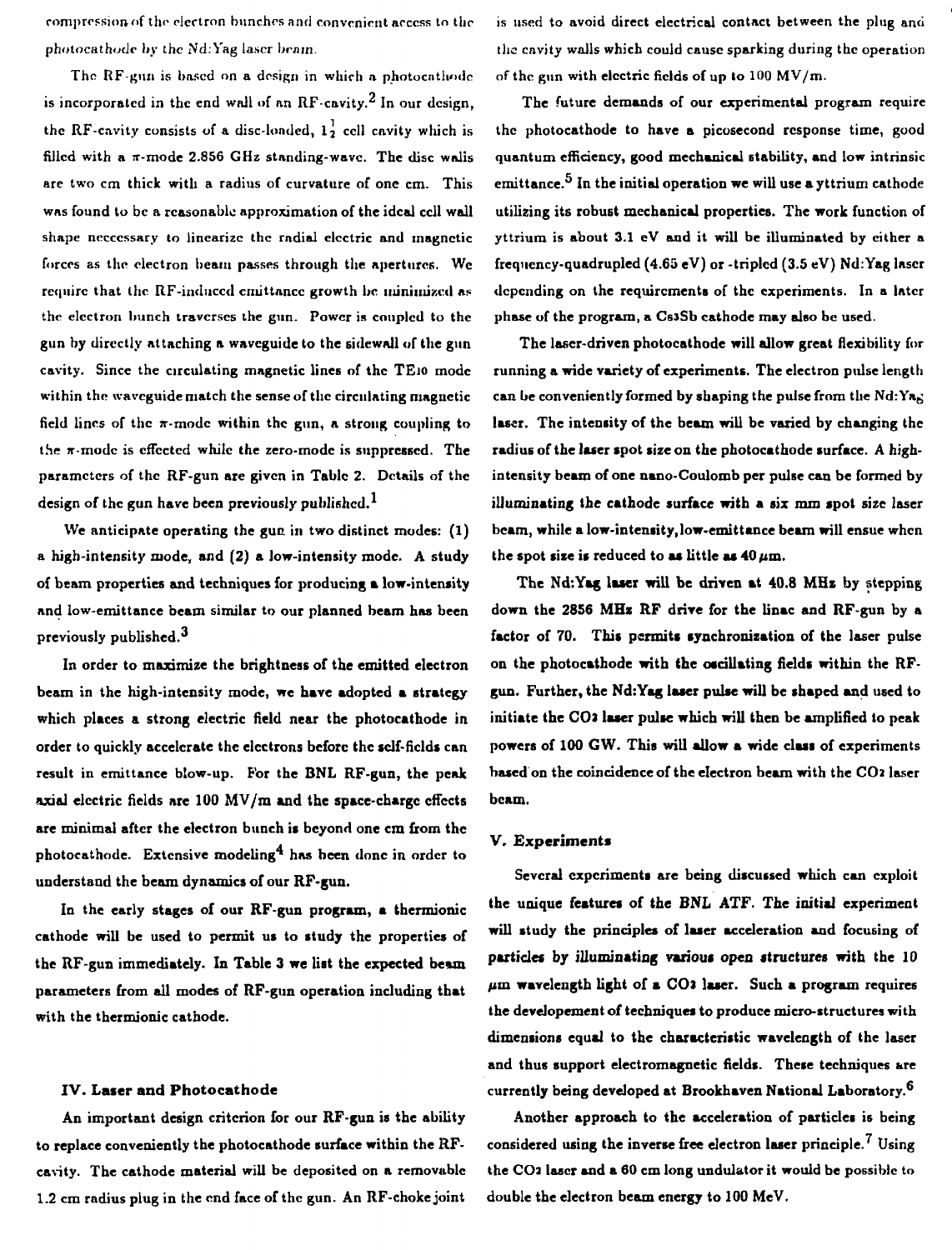compression of the electron bunches and convenient access to the photocathode by the Nd:Yag laser beam.

The RF-gun is based on a design in which a photocathode is incorporated in the end wall of an RF-cavity.[2] In our design, the RF-cavity consists of a disc-loaded, $1\frac{1}{2}$ cell cavity which is filled with a $\pi$-mode 2.856 GHz standing-wave. The disc walls are two cm thick with a radius of curvature of one cm. This was found to be a reasonable approximation of the ideal cell wall shape neccessary to linearize the radial electric and magnetic forces as the electron beam passes through the apertures. We require that the RF-induced emittance growth be minimized as the electron bunch traverses the gun. Power is coupled to the gun by directly attaching a waveguide to the sidewall of the gun cavity. Since the circulating magnetic lines of the $TE_{10}$ mode within the waveguide match the sense of the circulating magnetic field lines of the $\pi$-mode within the gun, a strong coupling to the $\pi$-mode is effected while the zero-mode is suppressed. The parameters of the RF-gun are given in Table 2. Details of the design of the gun have been previously published.[1]

We anticipate operating the gun in two distinct modes: (1) a high-intensity mode, and (2) a low-intensity mode. A study of beam properties and techniques for producing a low-intensity and low-emittance beam similar to our planned beam has been previously published.[3]

In order to maximize the brightness of the emitted electron beam in the high-intensity mode, we have adopted a strategy which places a strong electric field near the photocathode in order to quickly accelerate the electrons before the self-fields can result in emittance blow-up. For the BNL RF-gun, the peak axial electric fields are 100 MV/m and the space-charge effects are minimal after the electron bunch is beyond one cm from the photocathode. Extensive modeling[4] has been done in order to understand the beam dynamics of our RF-gun.

In the early stages of our RF-gun program, a thermionic cathode will be used to permit us to study the properties of the RF-gun immediately. In Table 3 we list the expected beam parameters from all modes of RF-gun operation including that with the thermionic cathode.

## IV. Laser and Photocathode

An important design criterion for our RF-gun is the ability to replace conveniently the photocathode surface within the RF-cavity. The cathode material will be deposited on a removable 1.2 cm radius plug in the end face of the gun. An RF-choke joint is used to avoid direct electrical contact between the plug and the cavity walls which could cause sparking during the operation of the gun with electric fields of up to 100 MV/m.

The future demands of our experimental program require the photocathode to have a picosecond response time, good quantum efficiency, good mechanical stability, and low intrinsic emittance.[5] In the initial operation we will use a yttrium cathode utilizing its robust mechanical properties. The work function of yttrium is about 3.1 eV and it will be illuminated by either a frequency-quadrupled (4.65 eV) or -tripled (3.5 eV) Nd:Yag laser depending on the requirements of the experiments. In a later phase of the program, a $Cs_3Sb$ cathode may also be used.

The laser-driven photocathode will allow great flexibility for running a wide variety of experiments. The electron pulse length can be conveniently formed by shaping the pulse from the Nd:Yag laser. The intensity of the beam will be varied by changing the radius of the laser spot size on the photocathode surface. A high-intensity beam of one nano-Coulomb per pulse can be formed by illuminating the cathode surface with a six mm spot size laser beam, while a low-intensity, low-emittance beam will ensue when the spot size is reduced to as little as 40 $\mu$m.

The Nd:Yag laser will be driven at 40.8 MHz by stepping down the 2856 MHz RF drive for the linac and RF-gun by a factor of 70. This permits synchronization of the laser pulse on the photocathode with the oscillating fields within the RF-gun. Further, the Nd:Yag laser pulse will be shaped and used to initiate the $CO_2$ laser pulse which will then be amplified to peak powers of 100 GW. This will allow a wide class of experiments based on the coincidence of the electron beam with the $CO_2$ laser beam.

## V. Experiments

Several experiments are being discussed which can exploit the unique features of the BNL ATF. The initial experiment will study the principles of laser acceleration and focusing of particles by illuminating various open structures with the 10 $\mu$m wavelength light of a $CO_2$ laser. Such a program requires the developement of techniques to produce micro-structures with dimensions equal to the characteristic wavelength of the laser and thus support electromagnetic fields. These techniques are currently being developed at Brookhaven National Laboratory.[6]

Another approach to the acceleration of particles is being considered using the inverse free electron laser principle.[7] Using the $CO_2$ laser and a 60 cm long undulator it would be possible to double the electron beam energy to 100 MeV.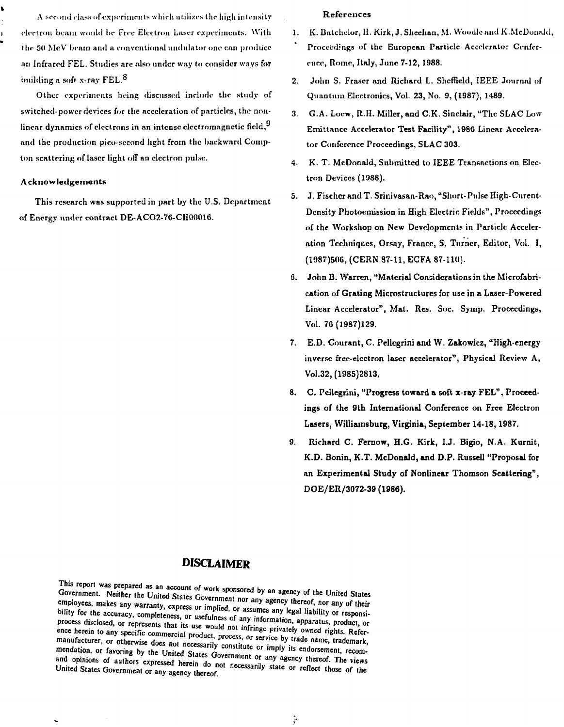A second class of experiments which utilizes the high intensity electron beam would be Free Electron Laser experiments. With the 50 MeV beam and a conventional undulator one can produce an Infrared FEL. Studies are also under way to consider ways for building a soft x-ray FEL.[8]

Other experiments being discussed include the study of switched-power devices for the acceleration of particles, the nonlinear dynamics of electrons in an intense electromagnetic field,[9] and the production pico-second light from the backward Compton scattering of laser light off an electron pulse.

### Acknowledgements

This research was supported in part by the U.S. Department of Energy under contract DE-ACO2-76-CH00016.

### References

1. K. Batchelor, H. Kirk, J. Sheehan, M. Woodle and K.McDonald, Proceedings of the European Particle Accelerator Conference, Rome, Italy, June 7-12, 1988.
2. John S. Fraser and Richard L. Sheffield, IEEE Journal of Quantum Electronics, Vol. 23, No. 9, (1987), 1489.
3. G.A. Loew, R.H. Miller, and C.K. Sinclair, "The SLAC Low Emittance Accelerator Test Facility", 1986 Linear Accelerator Conference Proceedings, SLAC 303.
4. K. T. McDonald, Submitted to IEEE Transactions on Electron Devices (1988).
5. J. Fischer and T. Srinivasan-Rao, "Short-Pulse High-Curent-Density Photoemission in High Electric Fields", Proceedings of the Workshop on New Developments in Particle Acceleration Techniques, Orsay, France, S. Turner, Editor, Vol. I, (1987)506, (CERN 87-11, ECFA 87-110).
6. John B. Warren, "Material Considerations in the Microfabrication of Grating Microstructures for use in a Laser-Powered Linear Accelerator", Mat. Res. Soc. Symp. Proceedings, Vol. 76 (1987)129.
7. E.D. Courant, C. Pellegrini and W. Zakowicz, "High-energy inverse free-electron laser accelerator", Physical Review A, Vol.32, (1985)2813.
8. C. Pellegrini, "Progress toward a soft x-ray FEL", Proceedings of the 9th International Conference on Free Electron Lasers, Williamsburg, Virginia, September 14-18, 1987.
9. Richard C. Fernow, H.G. Kirk, I.J. Bigio, N.A. Kurnit, K.D. Bonin, K.T. McDonald, and D.P. Russell "Proposal for an Experimental Study of Nonlinear Thomson Scattering", DOE/ER/3072-39 (1986).

## DISCLAIMER

This report was prepared as an account of work sponsored by an agency of the United States Government. Neither the United States Government nor any agency thereof, nor any of their employees, makes any warranty, express or implied, or assumes any legal liability or responsibility for the accuracy, completeness, or usefulness of any information, apparatus, product, or process disclosed, or represents that its use would not infringe privately owned rights. Reference herein to any specific commercial product, process, or service by trade name, trademark, manufacturer, or otherwise does not necessarily constitute or imply its endorsement, recommendation, or favoring by the United States Government or any agency thereof. The views and opinions of authors expressed herein do not necessarily state or reflect those of the United States Government or any agency thereof.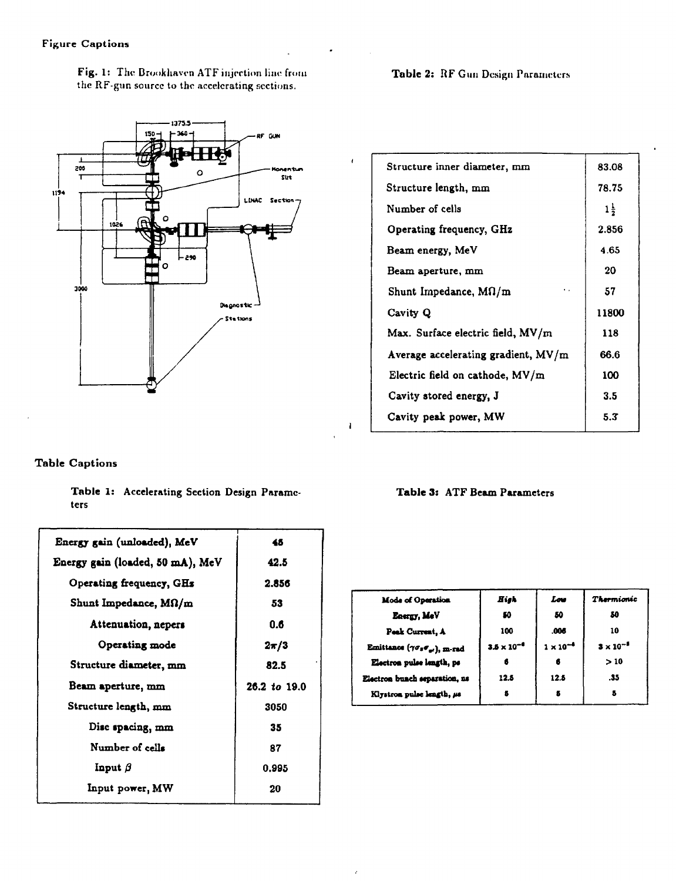## Figure Captions

**Fig. 1:** The Brookhaven ATF injection line from the RF-gun source to the accelerating sections.

1375.5
150
360
RF GUN
200
Momentum Slit
1194
LINAC Section
1026
290
3000
Diagnostic Stations

## Table Captions

**Table 1:** Accelerating Section Design Parameters

| | |
|---|---|
| Energy gain (unloaded), MeV | 45 |
| Energy gain (loaded, 50 mA), MeV | 42.5 |
| Operating frequency, GHz | 2.856 |
| Shunt Impedance, MΩ/m | 53 |
| Attenuation, nepers | 0.6 |
| Operating mode | $2\pi/3$ |
| Structure diameter, mm | 82.5 |
| Beam aperture, mm | 26.2 *to* 19.0 |
| Structure length, mm | 3050 |
| Disc spacing, mm | 35 |
| Number of cells | 87 |
| Input $\beta$ | 0.995 |
| Input power, MW | 20 |

**Table 2:** RF Gun Design Parameters

| | |
|---|---|
| Structure inner diameter, mm | 83.08 |
| Structure length, mm | 78.75 |
| Number of cells | $1\frac{1}{2}$ |
| Operating frequency, GHz | 2.856 |
| Beam energy, MeV | 4.65 |
| Beam aperture, mm | 20 |
| Shunt Impedance, MΩ/m | 57 |
| Cavity Q | 11800 |
| Max. Surface electric field, MV/m | 118 |
| Average accelerating gradient, MV/m | 66.6 |
| Electric field on cathode, MV/m | 100 |
| Cavity stored energy, J | 3.5 |
| Cavity peak power, MW | 5.3 |

**Table 3:** ATF Beam Parameters

| Mode of Operation | *High* | *Low* | *Thermionic* |
|---|---|---|---|
| Energy, MeV | 50 | 50 | 50 |
| Peak Current, A | 100 | .005 | 10 |
| Emittance ($\gamma\sigma_x\sigma_{x'}$), m-rad | $3.5 \times 10^{-6}$ | $1 \times 10^{-6}$ | $3 \times 10^{-5}$ |
| Electron pulse length, ps | 6 | 6 | > 10 |
| Electron bunch separation, ns | 12.5 | 12.5 | .35 |
| Klystron pulse length, $\mu s$ | 5 | 5 | 5 |